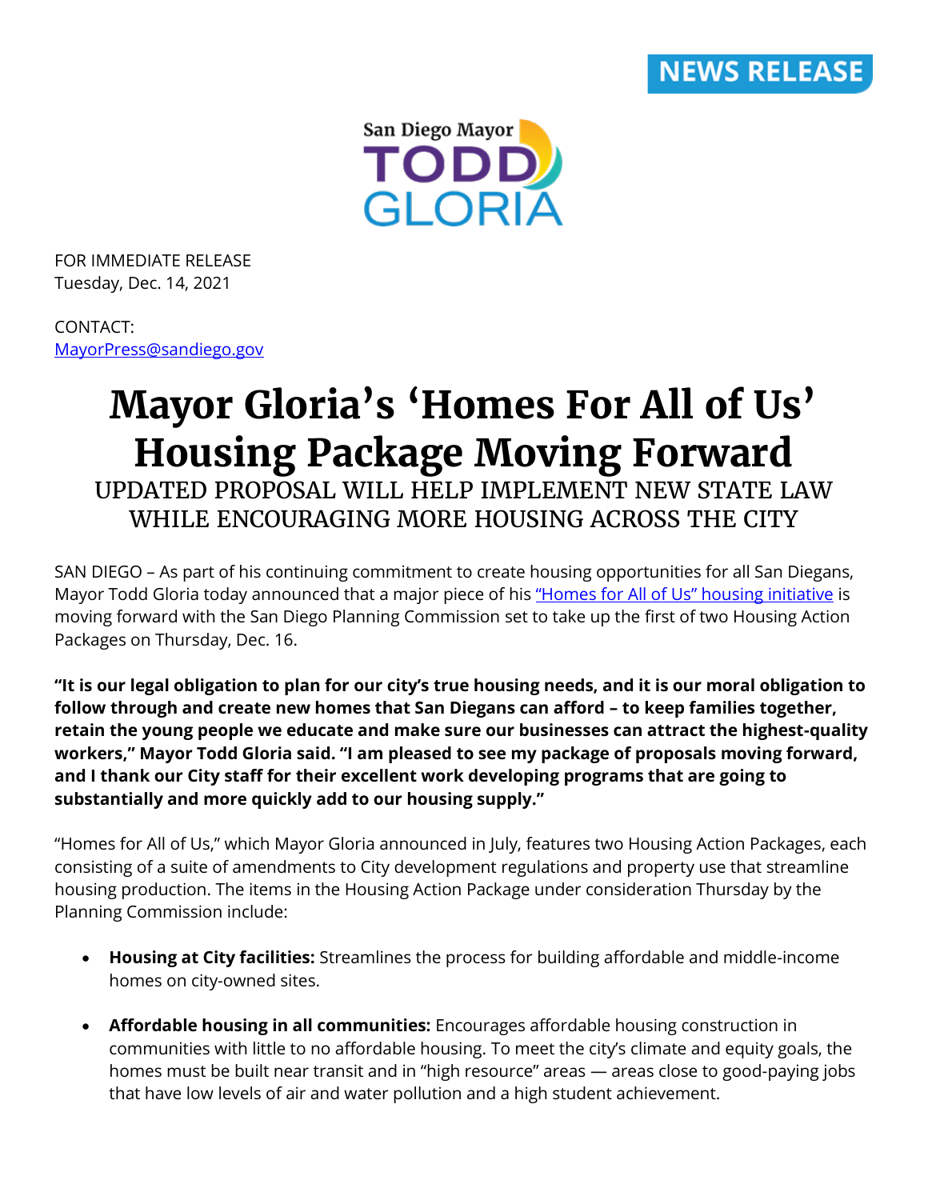NEWS RELEASE

San Diego Mayor TODD GLORIA

FOR IMMEDIATE RELEASE
Tuesday, Dec. 14, 2021

CONTACT:
MayorPress@sandiego.gov

# Mayor Gloria's 'Homes For All of Us' Housing Package Moving Forward

## UPDATED PROPOSAL WILL HELP IMPLEMENT NEW STATE LAW WHILE ENCOURAGING MORE HOUSING ACROSS THE CITY

SAN DIEGO – As part of his continuing commitment to create housing opportunities for all San Diegans, Mayor Todd Gloria today announced that a major piece of his "Homes for All of Us" housing initiative is moving forward with the San Diego Planning Commission set to take up the first of two Housing Action Packages on Thursday, Dec. 16.

**"It is our legal obligation to plan for our city's true housing needs, and it is our moral obligation to follow through and create new homes that San Diegans can afford – to keep families together, retain the young people we educate and make sure our businesses can attract the highest-quality workers," Mayor Todd Gloria said. "I am pleased to see my package of proposals moving forward, and I thank our City staff for their excellent work developing programs that are going to substantially and more quickly add to our housing supply."**

"Homes for All of Us," which Mayor Gloria announced in July, features two Housing Action Packages, each consisting of a suite of amendments to City development regulations and property use that streamline housing production. The items in the Housing Action Package under consideration Thursday by the Planning Commission include:

- **Housing at City facilities:** Streamlines the process for building affordable and middle-income homes on city-owned sites.
- **Affordable housing in all communities:** Encourages affordable housing construction in communities with little to no affordable housing. To meet the city's climate and equity goals, the homes must be built near transit and in "high resource" areas — areas close to good-paying jobs that have low levels of air and water pollution and a high student achievement.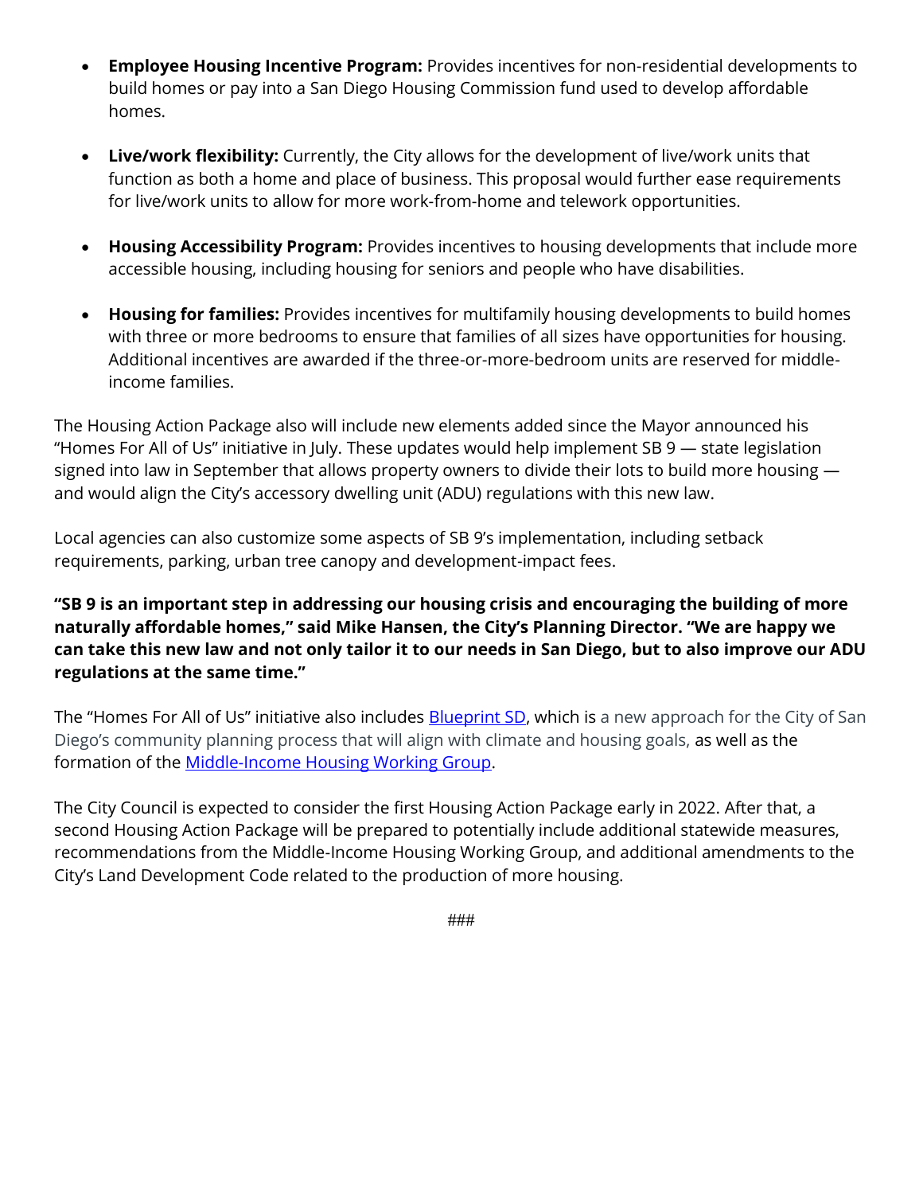- **Employee Housing Incentive Program:** Provides incentives for non-residential developments to build homes or pay into a San Diego Housing Commission fund used to develop affordable homes.

- **Live/work flexibility:** Currently, the City allows for the development of live/work units that function as both a home and place of business. This proposal would further ease requirements for live/work units to allow for more work-from-home and telework opportunities.

- **Housing Accessibility Program:** Provides incentives to housing developments that include more accessible housing, including housing for seniors and people who have disabilities.

- **Housing for families:** Provides incentives for multifamily housing developments to build homes with three or more bedrooms to ensure that families of all sizes have opportunities for housing. Additional incentives are awarded if the three-or-more-bedroom units are reserved for middle-income families.

The Housing Action Package also will include new elements added since the Mayor announced his "Homes For All of Us" initiative in July. These updates would help implement SB 9 — state legislation signed into law in September that allows property owners to divide their lots to build more housing — and would align the City's accessory dwelling unit (ADU) regulations with this new law.

Local agencies can also customize some aspects of SB 9's implementation, including setback requirements, parking, urban tree canopy and development-impact fees.

**"SB 9 is an important step in addressing our housing crisis and encouraging the building of more naturally affordable homes," said Mike Hansen, the City's Planning Director. "We are happy we can take this new law and not only tailor it to our needs in San Diego, but to also improve our ADU regulations at the same time."**

The "Homes For All of Us" initiative also includes [Blueprint SD](), which is a new approach for the City of San Diego's community planning process that will align with climate and housing goals, as well as the formation of the [Middle-Income Housing Working Group]().

The City Council is expected to consider the first Housing Action Package early in 2022. After that, a second Housing Action Package will be prepared to potentially include additional statewide measures, recommendations from the Middle-Income Housing Working Group, and additional amendments to the City's Land Development Code related to the production of more housing.

###